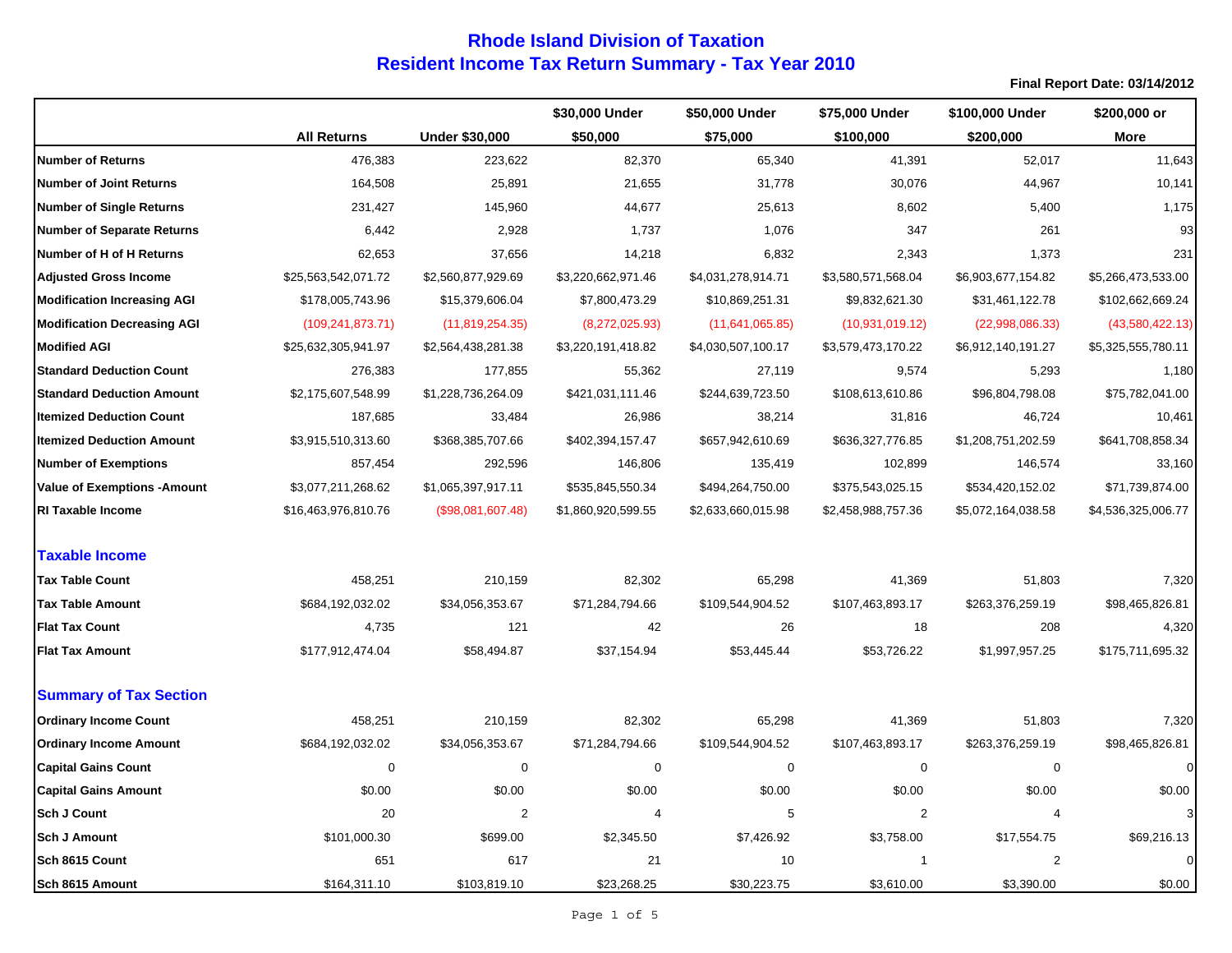# Rhode Island Division of Taxation

## Resident Income Tax Return Summary - Tax Year 2010

**Final Report Date: 03/14/2012**

| | All Returns | Under $30,000 | $30,000 Under $50,000 | $50,000 Under $75,000 | $75,000 Under $100,000 | $100,000 Under $200,000 | $200,000 or More |
|---|---|---|---|---|---|---|---|
| **Number of Returns** | 476,383 | 223,622 | 82,370 | 65,340 | 41,391 | 52,017 | 11,643 |
| **Number of Joint Returns** | 164,508 | 25,891 | 21,655 | 31,778 | 30,076 | 44,967 | 10,141 |
| **Number of Single Returns** | 231,427 | 145,960 | 44,677 | 25,613 | 8,602 | 5,400 | 1,175 |
| **Number of Separate Returns** | 6,442 | 2,928 | 1,737 | 1,076 | 347 | 261 | 93 |
| **Number of H of H Returns** | 62,653 | 37,656 | 14,218 | 6,832 | 2,343 | 1,373 | 231 |
| **Adjusted Gross Income** | $25,563,542,071.72 | $2,560,877,929.69 | $3,220,662,971.46 | $4,031,278,914.71 | $3,580,571,568.04 | $6,903,677,154.82 | $5,266,473,533.00 |
| **Modification Increasing AGI** | $178,005,743.96 | $15,379,606.04 | $7,800,473.29 | $10,869,251.31 | $9,832,621.30 | $31,461,122.78 | $102,662,669.24 |
| **Modification Decreasing AGI** | (109,241,873.71) | (11,819,254.35) | (8,272,025.93) | (11,641,065.85) | (10,931,019.12) | (22,998,086.33) | (43,580,422.13) |
| **Modified AGI** | $25,632,305,941.97 | $2,564,438,281.38 | $3,220,191,418.82 | $4,030,507,100.17 | $3,579,473,170.22 | $6,912,140,191.27 | $5,325,555,780.11 |
| **Standard Deduction Count** | 276,383 | 177,855 | 55,362 | 27,119 | 9,574 | 5,293 | 1,180 |
| **Standard Deduction Amount** | $2,175,607,548.99 | $1,228,736,264.09 | $421,031,111.46 | $244,639,723.50 | $108,613,610.86 | $96,804,798.08 | $75,782,041.00 |
| **Itemized Deduction Count** | 187,685 | 33,484 | 26,986 | 38,214 | 31,816 | 46,724 | 10,461 |
| **Itemized Deduction Amount** | $3,915,510,313.60 | $368,385,707.66 | $402,394,157.47 | $657,942,610.69 | $636,327,776.85 | $1,208,751,202.59 | $641,708,858.34 |
| **Number of Exemptions** | 857,454 | 292,596 | 146,806 | 135,419 | 102,899 | 146,574 | 33,160 |
| **Value of Exemptions -Amount** | $3,077,211,268.62 | $1,065,397,917.11 | $535,845,550.34 | $494,264,750.00 | $375,543,025.15 | $534,420,152.02 | $71,739,874.00 |
| **RI Taxable Income** | $16,463,976,810.76 | ($98,081,607.48) | $1,860,920,599.55 | $2,633,660,015.98 | $2,458,988,757.36 | $5,072,164,038.58 | $4,536,325,006.77 |
| **Taxable Income** | | | | | | | |
| **Tax Table Count** | 458,251 | 210,159 | 82,302 | 65,298 | 41,369 | 51,803 | 7,320 |
| **Tax Table Amount** | $684,192,032.02 | $34,056,353.67 | $71,284,794.66 | $109,544,904.52 | $107,463,893.17 | $263,376,259.19 | $98,465,826.81 |
| **Flat Tax Count** | 4,735 | 121 | 42 | 26 | 18 | 208 | 4,320 |
| **Flat Tax Amount** | $177,912,474.04 | $58,494.87 | $37,154.94 | $53,445.44 | $53,726.22 | $1,997,957.25 | $175,711,695.32 |
| **Summary of Tax Section** | | | | | | | |
| **Ordinary Income Count** | 458,251 | 210,159 | 82,302 | 65,298 | 41,369 | 51,803 | 7,320 |
| **Ordinary Income Amount** | $684,192,032.02 | $34,056,353.67 | $71,284,794.66 | $109,544,904.52 | $107,463,893.17 | $263,376,259.19 | $98,465,826.81 |
| **Capital Gains Count** | 0 | 0 | 0 | 0 | 0 | 0 | 0 |
| **Capital Gains Amount** | $0.00 | $0.00 | $0.00 | $0.00 | $0.00 | $0.00 | $0.00 |
| **Sch J Count** | 20 | 2 | 4 | 5 | 2 | 4 | 3 |
| **Sch J Amount** | $101,000.30 | $699.00 | $2,345.50 | $7,426.92 | $3,758.00 | $17,554.75 | $69,216.13 |
| **Sch 8615 Count** | 651 | 617 | 21 | 10 | 1 | 2 | 0 |
| **Sch 8615 Amount** | $164,311.10 | $103,819.10 | $23,268.25 | $30,223.75 | $3,610.00 | $3,390.00 | $0.00 |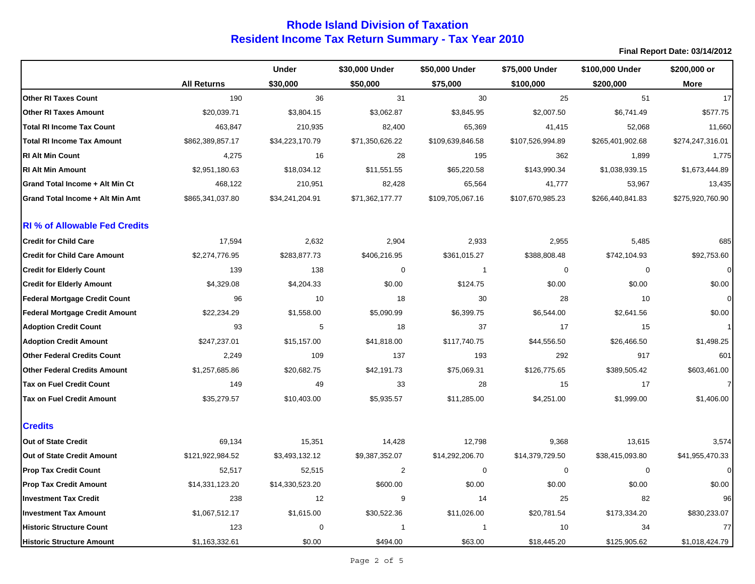# Rhode Island Division of Taxation
## Resident Income Tax Return Summary - Tax Year 2010

**Final Report Date: 03/14/2012**

| | All Returns | Under $30,000 | $30,000 Under $50,000 | $50,000 Under $75,000 | $75,000 Under $100,000 | $100,000 Under $200,000 | $200,000 or More |
|---|---|---|---|---|---|---|---|
| **Other RI Taxes Count** | 190 | 36 | 31 | 30 | 25 | 51 | 17 |
| **Other RI Taxes Amount** | $20,039.71 | $3,804.15 | $3,062.87 | $3,845.95 | $2,007.50 | $6,741.49 | $577.75 |
| **Total RI Income Tax Count** | 463,847 | 210,935 | 82,400 | 65,369 | 41,415 | 52,068 | 11,660 |
| **Total RI Income Tax Amount** | $862,389,857.17 | $34,223,170.79 | $71,350,626.22 | $109,639,846.58 | $107,526,994.89 | $265,401,902.68 | $274,247,316.01 |
| **RI Alt Min Count** | 4,275 | 16 | 28 | 195 | 362 | 1,899 | 1,775 |
| **RI Alt Min Amount** | $2,951,180.63 | $18,034.12 | $11,551.55 | $65,220.58 | $143,990.34 | $1,038,939.15 | $1,673,444.89 |
| **Grand Total Income + Alt Min Ct** | 468,122 | 210,951 | 82,428 | 65,564 | 41,777 | 53,967 | 13,435 |
| **Grand Total Income + Alt Min Amt** | $865,341,037.80 | $34,241,204.91 | $71,362,177.77 | $109,705,067.16 | $107,670,985.23 | $266,440,841.83 | $275,920,760.90 |
| **RI % of Allowable Fed Credits** | | | | | | | |
| **Credit for Child Care** | 17,594 | 2,632 | 2,904 | 2,933 | 2,955 | 5,485 | 685 |
| **Credit for Child Care Amount** | $2,274,776.95 | $283,877.73 | $406,216.95 | $361,015.27 | $388,808.48 | $742,104.93 | $92,753.60 |
| **Credit for Elderly Count** | 139 | 138 | 0 | 1 | 0 | 0 | 0 |
| **Credit for Elderly Amount** | $4,329.08 | $4,204.33 | $0.00 | $124.75 | $0.00 | $0.00 | $0.00 |
| **Federal Mortgage Credit Count** | 96 | 10 | 18 | 30 | 28 | 10 | 0 |
| **Federal Mortgage Credit Amount** | $22,234.29 | $1,558.00 | $5,090.99 | $6,399.75 | $6,544.00 | $2,641.56 | $0.00 |
| **Adoption Credit Count** | 93 | 5 | 18 | 37 | 17 | 15 | 1 |
| **Adoption Credit Amount** | $247,237.01 | $15,157.00 | $41,818.00 | $117,740.75 | $44,556.50 | $26,466.50 | $1,498.25 |
| **Other Federal Credits Count** | 2,249 | 109 | 137 | 193 | 292 | 917 | 601 |
| **Other Federal Credits Amount** | $1,257,685.86 | $20,682.75 | $42,191.73 | $75,069.31 | $126,775.65 | $389,505.42 | $603,461.00 |
| **Tax on Fuel Credit Count** | 149 | 49 | 33 | 28 | 15 | 17 | 7 |
| **Tax on Fuel Credit Amount** | $35,279.57 | $10,403.00 | $5,935.57 | $11,285.00 | $4,251.00 | $1,999.00 | $1,406.00 |
| **Credits** | | | | | | | |
| **Out of State Credit** | 69,134 | 15,351 | 14,428 | 12,798 | 9,368 | 13,615 | 3,574 |
| **Out of State Credit Amount** | $121,922,984.52 | $3,493,132.12 | $9,387,352.07 | $14,292,206.70 | $14,379,729.50 | $38,415,093.80 | $41,955,470.33 |
| **Prop Tax Credit Count** | 52,517 | 52,515 | 2 | 0 | 0 | 0 | 0 |
| **Prop Tax Credit Amount** | $14,331,123.20 | $14,330,523.20 | $600.00 | $0.00 | $0.00 | $0.00 | $0.00 |
| **Investment Tax Credit** | 238 | 12 | 9 | 14 | 25 | 82 | 96 |
| **Investment Tax Amount** | $1,067,512.17 | $1,615.00 | $30,522.36 | $11,026.00 | $20,781.54 | $173,334.20 | $830,233.07 |
| **Historic Structure Count** | 123 | 0 | 1 | 1 | 10 | 34 | 77 |
| **Historic Structure Amount** | $1,163,332.61 | $0.00 | $494.00 | $63.00 | $18,445.20 | $125,905.62 | $1,018,424.79 |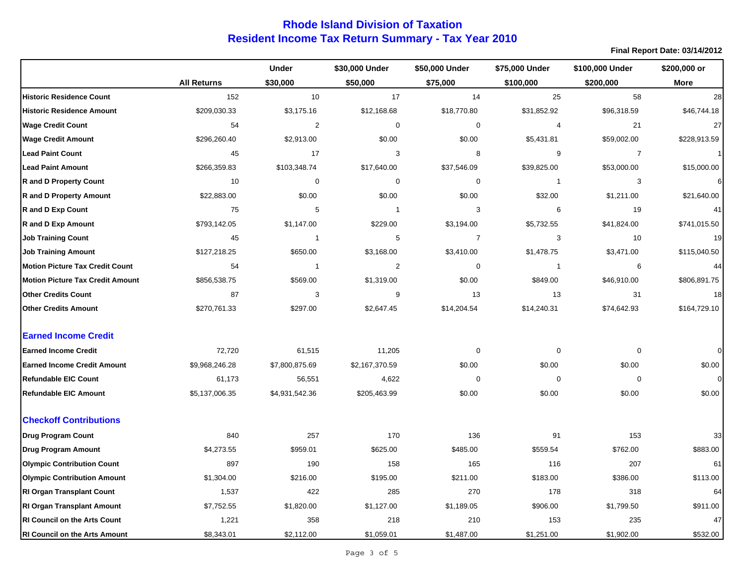# Rhode Island Division of Taxation
## Resident Income Tax Return Summary - Tax Year 2010

**Final Report Date: 03/14/2012**

| | All Returns | Under $30,000 | $30,000 Under $50,000 | $50,000 Under $75,000 | $75,000 Under $100,000 | $100,000 Under $200,000 | $200,000 or More |
|---|---|---|---|---|---|---|---|
| **Historic Residence Count** | 152 | 10 | 17 | 14 | 25 | 58 | 28 |
| **Historic Residence Amount** | $209,030.33 | $3,175.16 | $12,168.68 | $18,770.80 | $31,852.92 | $96,318.59 | $46,744.18 |
| **Wage Credit Count** | 54 | 2 | 0 | 0 | 4 | 21 | 27 |
| **Wage Credit Amount** | $296,260.40 | $2,913.00 | $0.00 | $0.00 | $5,431.81 | $59,002.00 | $228,913.59 |
| **Lead Paint Count** | 45 | 17 | 3 | 8 | 9 | 7 | 1 |
| **Lead Paint Amount** | $266,359.83 | $103,348.74 | $17,640.00 | $37,546.09 | $39,825.00 | $53,000.00 | $15,000.00 |
| **R and D Property Count** | 10 | 0 | 0 | 0 | 1 | 3 | 6 |
| **R and D Property Amount** | $22,883.00 | $0.00 | $0.00 | $0.00 | $32.00 | $1,211.00 | $21,640.00 |
| **R and D Exp Count** | 75 | 5 | 1 | 3 | 6 | 19 | 41 |
| **R and D Exp Amount** | $793,142.05 | $1,147.00 | $229.00 | $3,194.00 | $5,732.55 | $41,824.00 | $741,015.50 |
| **Job Training Count** | 45 | 1 | 5 | 7 | 3 | 10 | 19 |
| **Job Training Amount** | $127,218.25 | $650.00 | $3,168.00 | $3,410.00 | $1,478.75 | $3,471.00 | $115,040.50 |
| **Motion Picture Tax Credit Count** | 54 | 1 | 2 | 0 | 1 | 6 | 44 |
| **Motion Picture Tax Credit Amount** | $856,538.75 | $569.00 | $1,319.00 | $0.00 | $849.00 | $46,910.00 | $806,891.75 |
| **Other Credits Count** | 87 | 3 | 9 | 13 | 13 | 31 | 18 |
| **Other Credits Amount** | $270,761.33 | $297.00 | $2,647.45 | $14,204.54 | $14,240.31 | $74,642.93 | $164,729.10 |
| **Earned Income Credit** | | | | | | | |
| **Earned Income Credit** | 72,720 | 61,515 | 11,205 | 0 | 0 | 0 | 0 |
| **Earned Income Credit Amount** | $9,968,246.28 | $7,800,875.69 | $2,167,370.59 | $0.00 | $0.00 | $0.00 | $0.00 |
| **Refundable EIC Count** | 61,173 | 56,551 | 4,622 | 0 | 0 | 0 | 0 |
| **Refundable EIC Amount** | $5,137,006.35 | $4,931,542.36 | $205,463.99 | $0.00 | $0.00 | $0.00 | $0.00 |
| **Checkoff Contributions** | | | | | | | |
| **Drug Program Count** | 840 | 257 | 170 | 136 | 91 | 153 | 33 |
| **Drug Program Amount** | $4,273.55 | $959.01 | $625.00 | $485.00 | $559.54 | $762.00 | $883.00 |
| **Olympic Contribution Count** | 897 | 190 | 158 | 165 | 116 | 207 | 61 |
| **Olympic Contribution Amount** | $1,304.00 | $216.00 | $195.00 | $211.00 | $183.00 | $386.00 | $113.00 |
| **RI Organ Transplant Count** | 1,537 | 422 | 285 | 270 | 178 | 318 | 64 |
| **RI Organ Transplant Amount** | $7,752.55 | $1,820.00 | $1,127.00 | $1,189.05 | $906.00 | $1,799.50 | $911.00 |
| **RI Council on the Arts Count** | 1,221 | 358 | 218 | 210 | 153 | 235 | 47 |
| **RI Council on the Arts Amount** | $8,343.01 | $2,112.00 | $1,059.01 | $1,487.00 | $1,251.00 | $1,902.00 | $532.00 |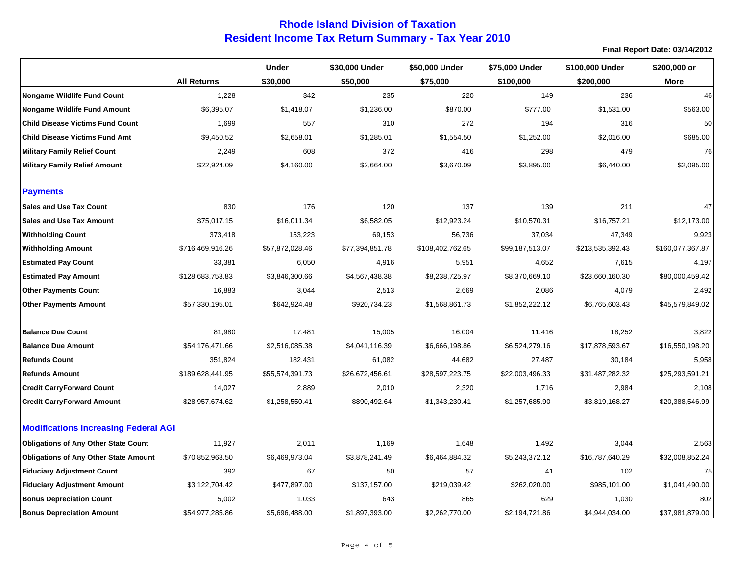# Rhode Island Division of Taxation
## Resident Income Tax Return Summary - Tax Year 2010

**Final Report Date: 03/14/2012**

| | All Returns | Under $30,000 | $30,000 Under $50,000 | $50,000 Under $75,000 | $75,000 Under $100,000 | $100,000 Under $200,000 | $200,000 or More |
|---|---|---|---|---|---|---|---|
| **Nongame Wildlife Fund Count** | 1,228 | 342 | 235 | 220 | 149 | 236 | 46 |
| **Nongame Wildlife Fund Amount** | $6,395.07 | $1,418.07 | $1,236.00 | $870.00 | $777.00 | $1,531.00 | $563.00 |
| **Child Disease Victims Fund Count** | 1,699 | 557 | 310 | 272 | 194 | 316 | 50 |
| **Child Disease Victims Fund Amt** | $9,450.52 | $2,658.01 | $1,285.01 | $1,554.50 | $1,252.00 | $2,016.00 | $685.00 |
| **Military Family Relief Count** | 2,249 | 608 | 372 | 416 | 298 | 479 | 76 |
| **Military Family Relief Amount** | $22,924.09 | $4,160.00 | $2,664.00 | $3,670.09 | $3,895.00 | $6,440.00 | $2,095.00 |
| **Payments** | | | | | | | |
| **Sales and Use Tax Count** | 830 | 176 | 120 | 137 | 139 | 211 | 47 |
| **Sales and Use Tax Amount** | $75,017.15 | $16,011.34 | $6,582.05 | $12,923.24 | $10,570.31 | $16,757.21 | $12,173.00 |
| **Withholding Count** | 373,418 | 153,223 | 69,153 | 56,736 | 37,034 | 47,349 | 9,923 |
| **Withholding Amount** | $716,469,916.26 | $57,872,028.46 | $77,394,851.78 | $108,402,762.65 | $99,187,513.07 | $213,535,392.43 | $160,077,367.87 |
| **Estimated Pay Count** | 33,381 | 6,050 | 4,916 | 5,951 | 4,652 | 7,615 | 4,197 |
| **Estimated Pay Amount** | $128,683,753.83 | $3,846,300.66 | $4,567,438.38 | $8,238,725.97 | $8,370,669.10 | $23,660,160.30 | $80,000,459.42 |
| **Other Payments Count** | 16,883 | 3,044 | 2,513 | 2,669 | 2,086 | 4,079 | 2,492 |
| **Other Payments Amount** | $57,330,195.01 | $642,924.48 | $920,734.23 | $1,568,861.73 | $1,852,222.12 | $6,765,603.43 | $45,579,849.02 |
| **Balance Due Count** | 81,980 | 17,481 | 15,005 | 16,004 | 11,416 | 18,252 | 3,822 |
| **Balance Due Amount** | $54,176,471.66 | $2,516,085.38 | $4,041,116.39 | $6,666,198.86 | $6,524,279.16 | $17,878,593.67 | $16,550,198.20 |
| **Refunds Count** | 351,824 | 182,431 | 61,082 | 44,682 | 27,487 | 30,184 | 5,958 |
| **Refunds Amount** | $189,628,441.95 | $55,574,391.73 | $26,672,456.61 | $28,597,223.75 | $22,003,496.33 | $31,487,282.32 | $25,293,591.21 |
| **Credit CarryForward Count** | 14,027 | 2,889 | 2,010 | 2,320 | 1,716 | 2,984 | 2,108 |
| **Credit CarryForward Amount** | $28,957,674.62 | $1,258,550.41 | $890,492.64 | $1,343,230.41 | $1,257,685.90 | $3,819,168.27 | $20,388,546.99 |
| **Modifications Increasing Federal AGI** | | | | | | | |
| **Obligations of Any Other State Count** | 11,927 | 2,011 | 1,169 | 1,648 | 1,492 | 3,044 | 2,563 |
| **Obligations of Any Other State Amount** | $70,852,963.50 | $6,469,973.04 | $3,878,241.49 | $6,464,884.32 | $5,243,372.12 | $16,787,640.29 | $32,008,852.24 |
| **Fiduciary Adjustment Count** | 392 | 67 | 50 | 57 | 41 | 102 | 75 |
| **Fiduciary Adjustment Amount** | $3,122,704.42 | $477,897.00 | $137,157.00 | $219,039.42 | $262,020.00 | $985,101.00 | $1,041,490.00 |
| **Bonus Depreciation Count** | 5,002 | 1,033 | 643 | 865 | 629 | 1,030 | 802 |
| **Bonus Depreciation Amount** | $54,977,285.86 | $5,696,488.00 | $1,897,393.00 | $2,262,770.00 | $2,194,721.86 | $4,944,034.00 | $37,981,879.00 |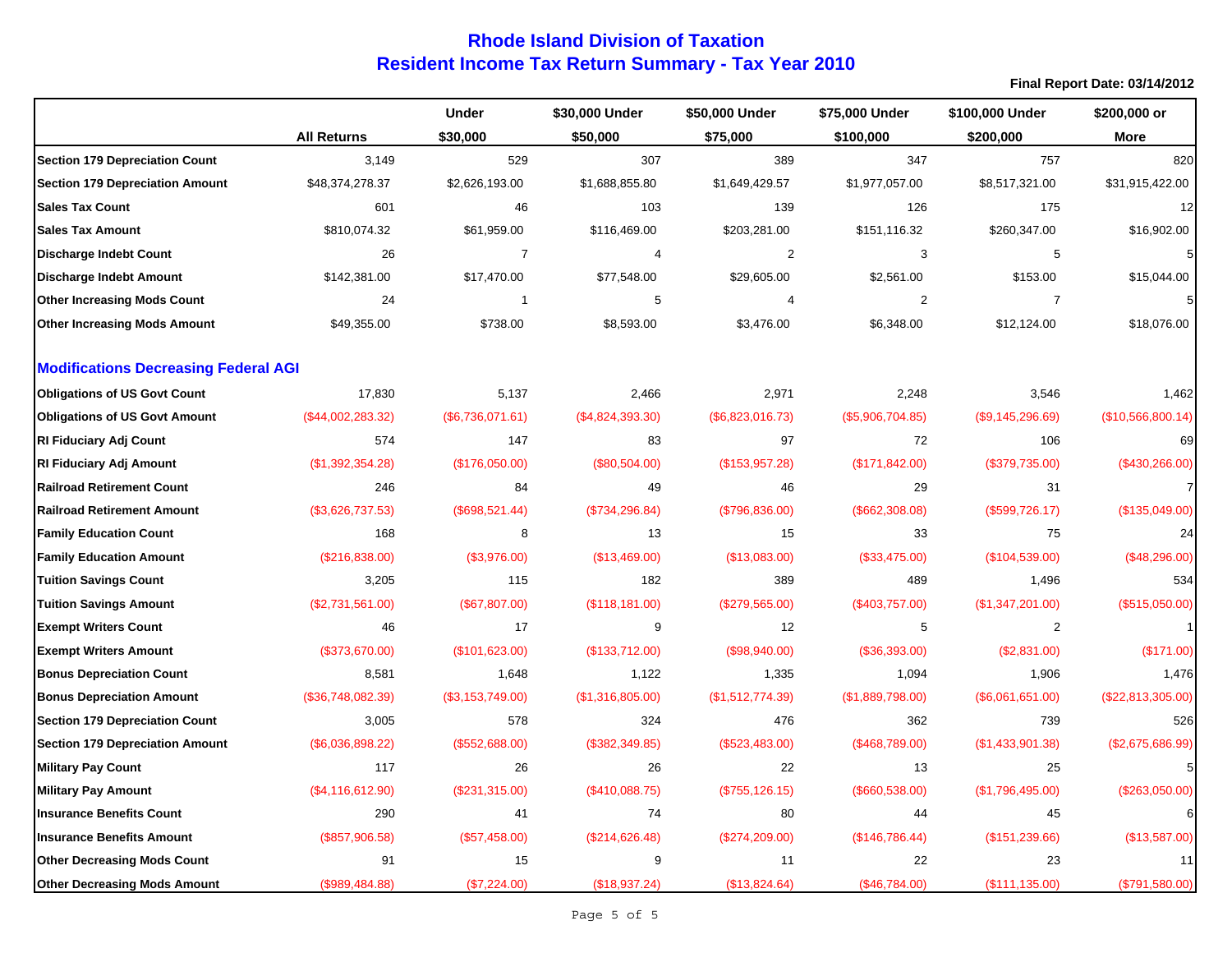# Rhode Island Division of Taxation
## Resident Income Tax Return Summary - Tax Year 2010

**Final Report Date: 03/14/2012**

| | All Returns | Under $30,000 | $30,000 Under $50,000 | $50,000 Under $75,000 | $75,000 Under $100,000 | $100,000 Under $200,000 | $200,000 or More |
|---|---|---|---|---|---|---|---|
| **Section 179 Depreciation Count** | 3,149 | 529 | 307 | 389 | 347 | 757 | 820 |
| **Section 179 Depreciation Amount** | $48,374,278.37 | $2,626,193.00 | $1,688,855.80 | $1,649,429.57 | $1,977,057.00 | $8,517,321.00 | $31,915,422.00 |
| **Sales Tax Count** | 601 | 46 | 103 | 139 | 126 | 175 | 12 |
| **Sales Tax Amount** | $810,074.32 | $61,959.00 | $116,469.00 | $203,281.00 | $151,116.32 | $260,347.00 | $16,902.00 |
| **Discharge Indebt Count** | 26 | 7 | 4 | 2 | 3 | 5 | 5 |
| **Discharge Indebt Amount** | $142,381.00 | $17,470.00 | $77,548.00 | $29,605.00 | $2,561.00 | $153.00 | $15,044.00 |
| **Other Increasing Mods Count** | 24 | 1 | 5 | 4 | 2 | 7 | 5 |
| **Other Increasing Mods Amount** | $49,355.00 | $738.00 | $8,593.00 | $3,476.00 | $6,348.00 | $12,124.00 | $18,076.00 |
| **Modifications Decreasing Federal AGI** | | | | | | | |
| **Obligations of US Govt Count** | 17,830 | 5,137 | 2,466 | 2,971 | 2,248 | 3,546 | 1,462 |
| **Obligations of US Govt Amount** | ($44,002,283.32) | ($6,736,071.61) | ($4,824,393.30) | ($6,823,016.73) | ($5,906,704.85) | ($9,145,296.69) | ($10,566,800.14) |
| **RI Fiduciary Adj Count** | 574 | 147 | 83 | 97 | 72 | 106 | 69 |
| **RI Fiduciary Adj Amount** | ($1,392,354.28) | ($176,050.00) | ($80,504.00) | ($153,957.28) | ($171,842.00) | ($379,735.00) | ($430,266.00) |
| **Railroad Retirement Count** | 246 | 84 | 49 | 46 | 29 | 31 | 7 |
| **Railroad Retirement Amount** | ($3,626,737.53) | ($698,521.44) | ($734,296.84) | ($796,836.00) | ($662,308.08) | ($599,726.17) | ($135,049.00) |
| **Family Education Count** | 168 | 8 | 13 | 15 | 33 | 75 | 24 |
| **Family Education Amount** | ($216,838.00) | ($3,976.00) | ($13,469.00) | ($13,083.00) | ($33,475.00) | ($104,539.00) | ($48,296.00) |
| **Tuition Savings Count** | 3,205 | 115 | 182 | 389 | 489 | 1,496 | 534 |
| **Tuition Savings Amount** | ($2,731,561.00) | ($67,807.00) | ($118,181.00) | ($279,565.00) | ($403,757.00) | ($1,347,201.00) | ($515,050.00) |
| **Exempt Writers Count** | 46 | 17 | 9 | 12 | 5 | 2 | 1 |
| **Exempt Writers Amount** | ($373,670.00) | ($101,623.00) | ($133,712.00) | ($98,940.00) | ($36,393.00) | ($2,831.00) | ($171.00) |
| **Bonus Depreciation Count** | 8,581 | 1,648 | 1,122 | 1,335 | 1,094 | 1,906 | 1,476 |
| **Bonus Depreciation Amount** | ($36,748,082.39) | ($3,153,749.00) | ($1,316,805.00) | ($1,512,774.39) | ($1,889,798.00) | ($6,061,651.00) | ($22,813,305.00) |
| **Section 179 Depreciation Count** | 3,005 | 578 | 324 | 476 | 362 | 739 | 526 |
| **Section 179 Depreciation Amount** | ($6,036,898.22) | ($552,688.00) | ($382,349.85) | ($523,483.00) | ($468,789.00) | ($1,433,901.38) | ($2,675,686.99) |
| **Military Pay Count** | 117 | 26 | 26 | 22 | 13 | 25 | 5 |
| **Military Pay Amount** | ($4,116,612.90) | ($231,315.00) | ($410,088.75) | ($755,126.15) | ($660,538.00) | ($1,796,495.00) | ($263,050.00) |
| **Insurance Benefits Count** | 290 | 41 | 74 | 80 | 44 | 45 | 6 |
| **Insurance Benefits Amount** | ($857,906.58) | ($57,458.00) | ($214,626.48) | ($274,209.00) | ($146,786.44) | ($151,239.66) | ($13,587.00) |
| **Other Decreasing Mods Count** | 91 | 15 | 9 | 11 | 22 | 23 | 11 |
| **Other Decreasing Mods Amount** | ($989,484.88) | ($7,224.00) | ($18,937.24) | ($13,824.64) | ($46,784.00) | ($111,135.00) | ($791,580.00) |